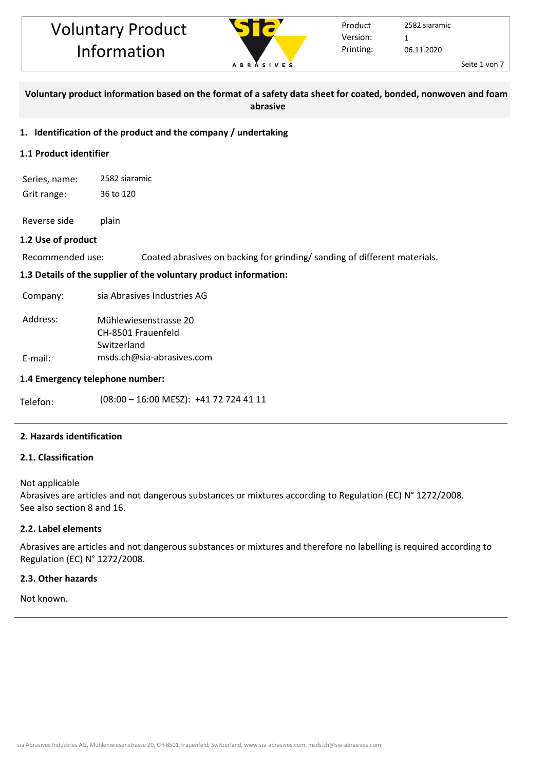# Voluntary Product Information

| | |
|---|---|
| Product | 2582 siaramic |
| Version: | 1 |
| Printing: | 06.11.2020 |

**Voluntary product information based on the format of a safety data sheet for coated, bonded, nonwoven and foam abrasive**

## 1. Identification of the product and the company / undertaking

### 1.1 Product identifier

Series, name: 2582 siaramic
Grit range: 36 to 120

Reverse side plain

### 1.2 Use of product

Recommended use: Coated abrasives on backing for grinding/ sanding of different materials.

### 1.3 Details of the supplier of the voluntary product information:

Company: sia Abrasives Industries AG

Address: Mühlewiesenstrasse 20
CH-8501 Frauenfeld
Switzerland

E-mail: msds.ch@sia-abrasives.com

### 1.4 Emergency telephone number:

Telefon: (08:00 – 16:00 MESZ): +41 72 724 41 11

## 2. Hazards identification

### 2.1. Classification

Not applicable
Abrasives are articles and not dangerous substances or mixtures according to Regulation (EC) N° 1272/2008.
See also section 8 and 16.

### 2.2. Label elements

Abrasives are articles and not dangerous substances or mixtures and therefore no labelling is required according to Regulation (EC) N° 1272/2008.

### 2.3. Other hazards

Not known.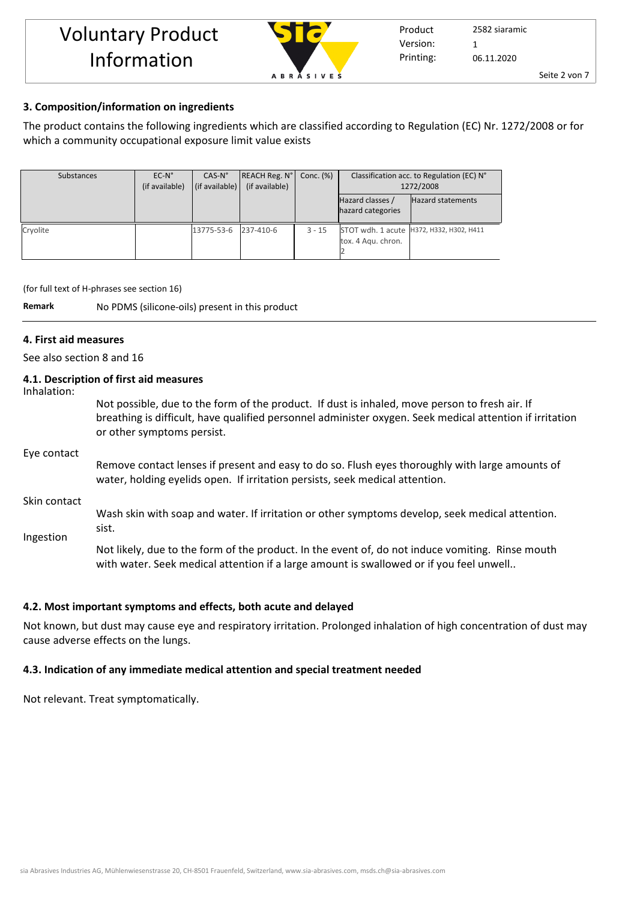## 3. Composition/information on ingredients

The product contains the following ingredients which are classified according to Regulation (EC) Nr. 1272/2008 or for which a community occupational exposure limit value exists

| Substances | EC-N° (if available) | CAS-N° (if available) | REACH Reg. N° (if available) | Conc. (%) | Classification acc. to Regulation (EC) N° 1272/2008 | |
|---|---|---|---|---|---|---|
| | | | | | Hazard classes / hazard categories | Hazard statements |
| Cryolite | | 13775-53-6 | 237-410-6 | 3 - 15 | STOT wdh. 1 acute tox. 4 Aqu. chron. 2 | H372, H332, H302, H411 |

(for full text of H-phrases see section 16)

**Remark** No PDMS (silicone-oils) present in this product

## 4. First aid measures

See also section 8 and 16

### 4.1. Description of first aid measures

Inhalation:

Not possible, due to the form of the product. If dust is inhaled, move person to fresh air. If breathing is difficult, have qualified personnel administer oxygen. Seek medical attention if irritation or other symptoms persist.

Eye contact

Remove contact lenses if present and easy to do so. Flush eyes thoroughly with large amounts of water, holding eyelids open. If irritation persists, seek medical attention.

Skin contact

Wash skin with soap and water. If irritation or other symptoms develop, seek medical attention. sist.

Ingestion

Not likely, due to the form of the product. In the event of, do not induce vomiting. Rinse mouth with water. Seek medical attention if a large amount is swallowed or if you feel unwell..

### 4.2. Most important symptoms and effects, both acute and delayed

Not known, but dust may cause eye and respiratory irritation. Prolonged inhalation of high concentration of dust may cause adverse effects on the lungs.

### 4.3. Indication of any immediate medical attention and special treatment needed

Not relevant. Treat symptomatically.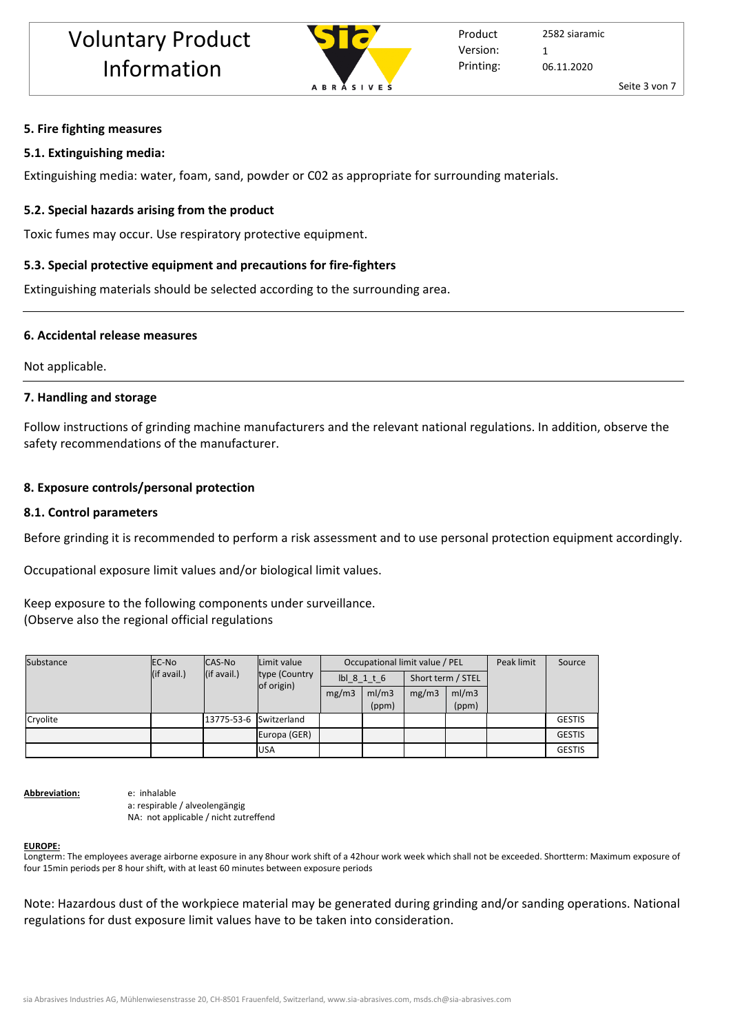## 5. Fire fighting measures

### 5.1. Extinguishing media:

Extinguishing media: water, foam, sand, powder or C02 as appropriate for surrounding materials.

### 5.2. Special hazards arising from the product

Toxic fumes may occur. Use respiratory protective equipment.

### 5.3. Special protective equipment and precautions for fire-fighters

Extinguishing materials should be selected according to the surrounding area.

## 6. Accidental release measures

Not applicable.

## 7. Handling and storage

Follow instructions of grinding machine manufacturers and the relevant national regulations. In addition, observe the safety recommendations of the manufacturer.

## 8. Exposure controls/personal protection

### 8.1. Control parameters

Before grinding it is recommended to perform a risk assessment and to use personal protection equipment accordingly.

Occupational exposure limit values and/or biological limit values.

Keep exposure to the following components under surveillance.
(Observe also the regional official regulations

| Substance | EC-No (if avail.) | CAS-No (if avail.) | Limit value type (Country of origin) | Occupational limit value / PEL | | | | Peak limit | Source |
|---|---|---|---|---|---|---|---|---|---|
| | | | | lbl_8_1_t_6 | | Short term / STEL | | | |
| | | | | mg/m3 | ml/m3 (ppm) | mg/m3 | ml/m3 (ppm) | | |
| Cryolite | | 13775-53-6 | Switzerland | | | | | | GESTIS |
| | | | Europa (GER) | | | | | | GESTIS |
| | | | USA | | | | | | GESTIS |

**Abbreviation:**

e: inhalable
a: respirable / alveolengängig
NA: not applicable / nicht zutreffend

**EUROPE:**
Longterm: The employees average airborne exposure in any 8hour work shift of a 42hour work week which shall not be exceeded. Shortterm: Maximum exposure of four 15min periods per 8 hour shift, with at least 60 minutes between exposure periods

Note: Hazardous dust of the workpiece material may be generated during grinding and/or sanding operations. National regulations for dust exposure limit values have to be taken into consideration.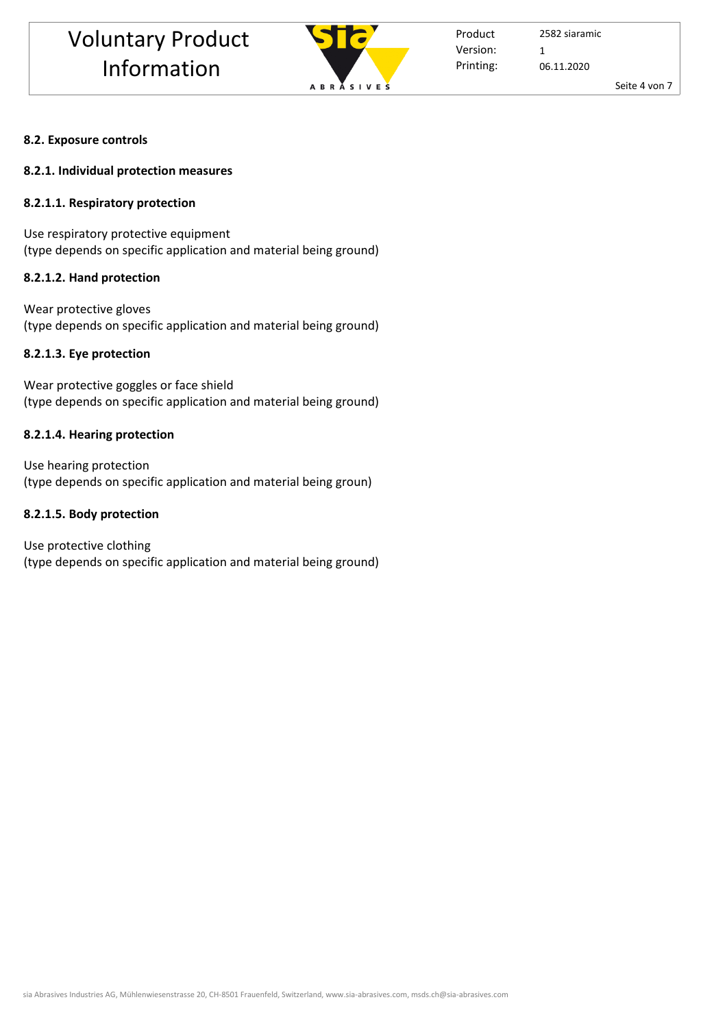### 8.2. Exposure controls

#### 8.2.1. Individual protection measures

##### 8.2.1.1. Respiratory protection

Use respiratory protective equipment
(type depends on specific application and material being ground)

##### 8.2.1.2. Hand protection

Wear protective gloves
(type depends on specific application and material being ground)

##### 8.2.1.3. Eye protection

Wear protective goggles or face shield
(type depends on specific application and material being ground)

##### 8.2.1.4. Hearing protection

Use hearing protection
(type depends on specific application and material being groun)

##### 8.2.1.5. Body protection

Use protective clothing
(type depends on specific application and material being ground)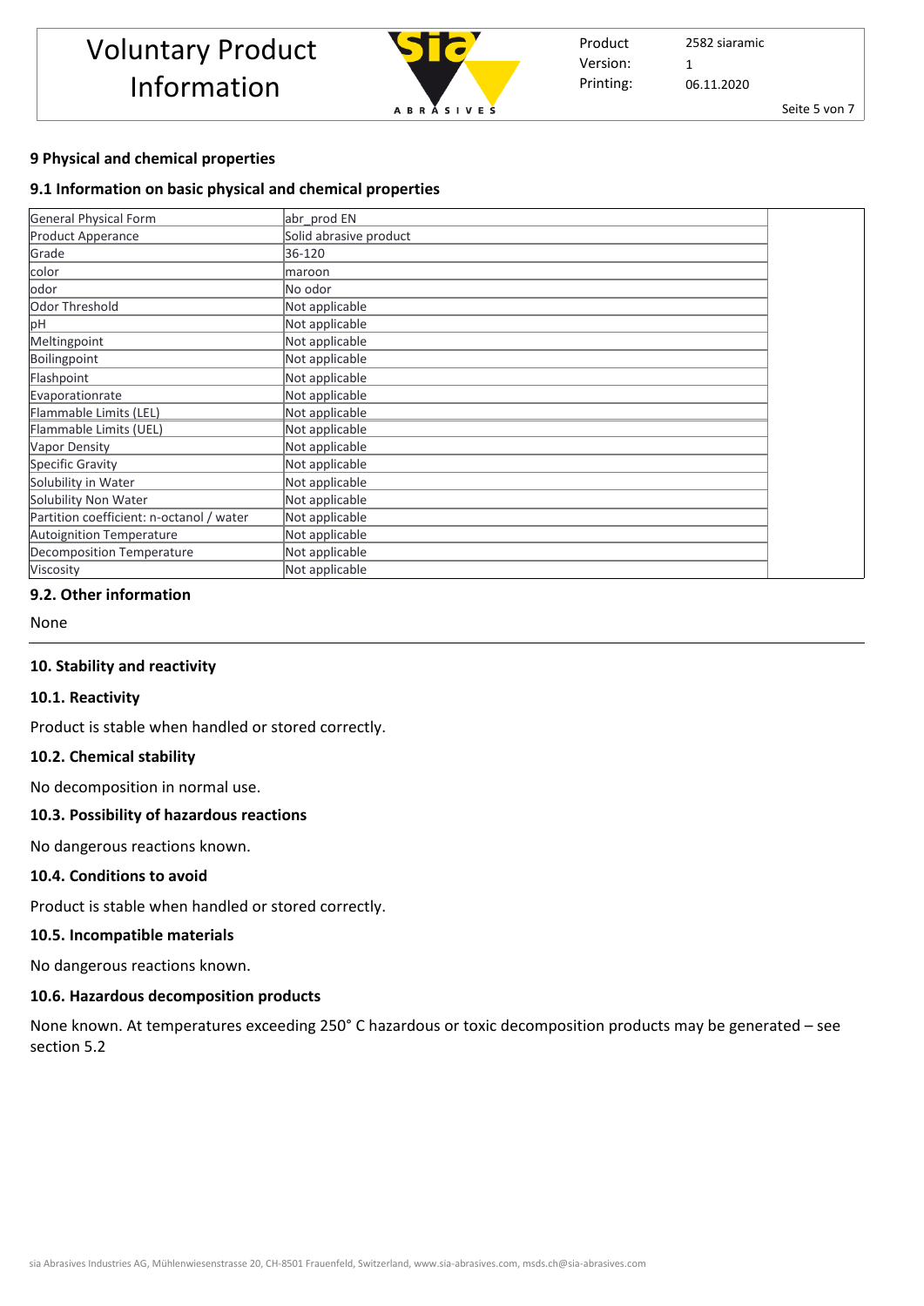## 9 Physical and chemical properties

### 9.1 Information on basic physical and chemical properties

| General Physical Form | abr_prod EN |
|---|---|
| Product Apperance | Solid abrasive product |
| Grade | 36-120 |
| color | maroon |
| odor | No odor |
| Odor Threshold | Not applicable |
| pH | Not applicable |
| Meltingpoint | Not applicable |
| Boilingpoint | Not applicable |
| Flashpoint | Not applicable |
| Evaporationrate | Not applicable |
| Flammable Limits (LEL) | Not applicable |
| Flammable Limits (UEL) | Not applicable |
| Vapor Density | Not applicable |
| Specific Gravity | Not applicable |
| Solubility in Water | Not applicable |
| Solubility Non Water | Not applicable |
| Partition coefficient: n-octanol / water | Not applicable |
| Autoignition Temperature | Not applicable |
| Decomposition Temperature | Not applicable |
| Viscosity | Not applicable |

### 9.2. Other information

None

## 10. Stability and reactivity

### 10.1. Reactivity

Product is stable when handled or stored correctly.

### 10.2. Chemical stability

No decomposition in normal use.

### 10.3. Possibility of hazardous reactions

No dangerous reactions known.

### 10.4. Conditions to avoid

Product is stable when handled or stored correctly.

### 10.5. Incompatible materials

No dangerous reactions known.

### 10.6. Hazardous decomposition products

None known. At temperatures exceeding 250° C hazardous or toxic decomposition products may be generated – see section 5.2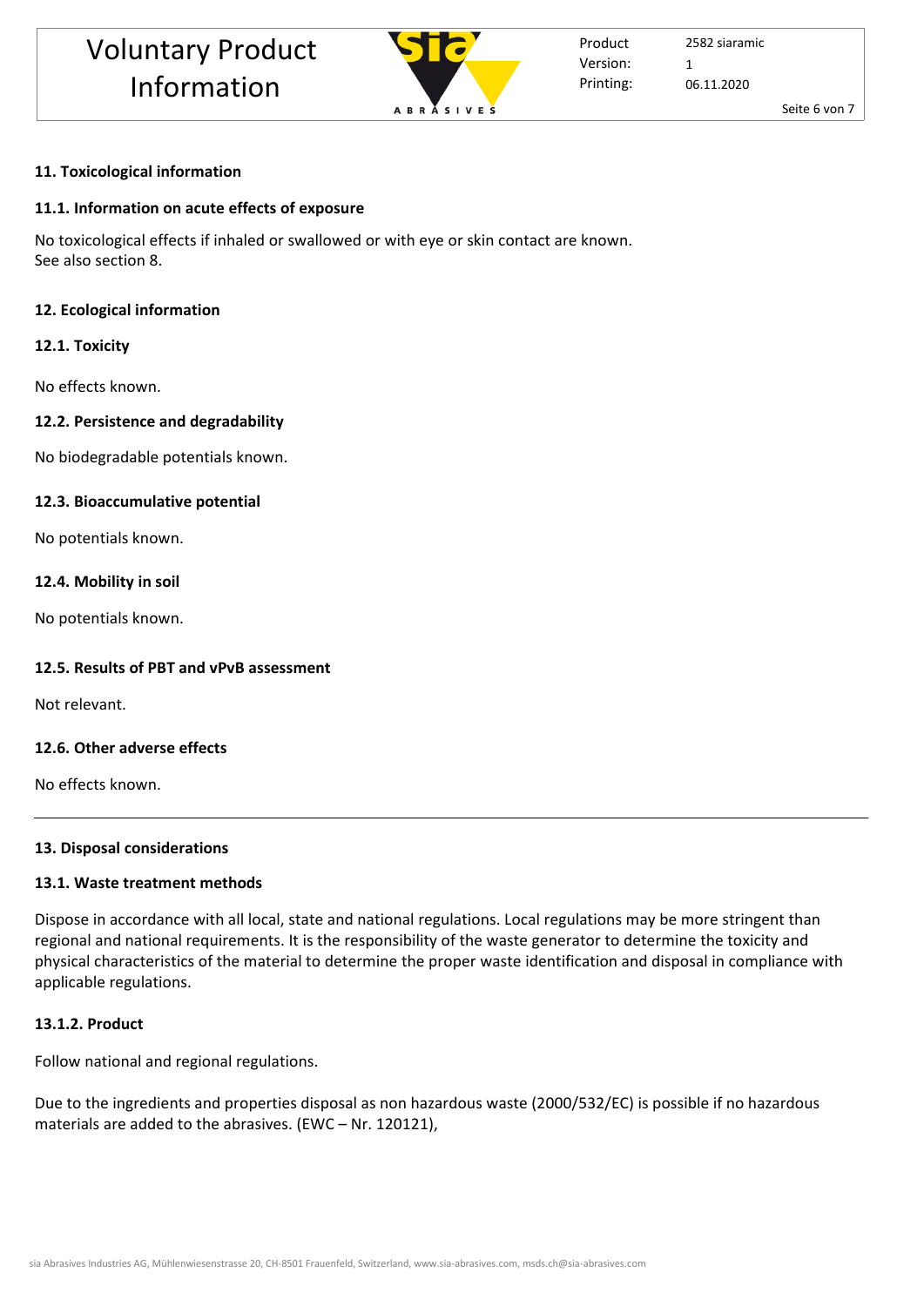## 11. Toxicological information

### 11.1. Information on acute effects of exposure

No toxicological effects if inhaled or swallowed or with eye or skin contact are known.
See also section 8.

## 12. Ecological information

### 12.1. Toxicity

No effects known.

### 12.2. Persistence and degradability

No biodegradable potentials known.

### 12.3. Bioaccumulative potential

No potentials known.

### 12.4. Mobility in soil

No potentials known.

### 12.5. Results of PBT and vPvB assessment

Not relevant.

### 12.6. Other adverse effects

No effects known.

---

## 13. Disposal considerations

### 13.1. Waste treatment methods

Dispose in accordance with all local, state and national regulations. Local regulations may be more stringent than regional and national requirements. It is the responsibility of the waste generator to determine the toxicity and physical characteristics of the material to determine the proper waste identification and disposal in compliance with applicable regulations.

#### 13.1.2. Product

Follow national and regional regulations.

Due to the ingredients and properties disposal as non hazardous waste (2000/532/EC) is possible if no hazardous materials are added to the abrasives. (EWC – Nr. 120121),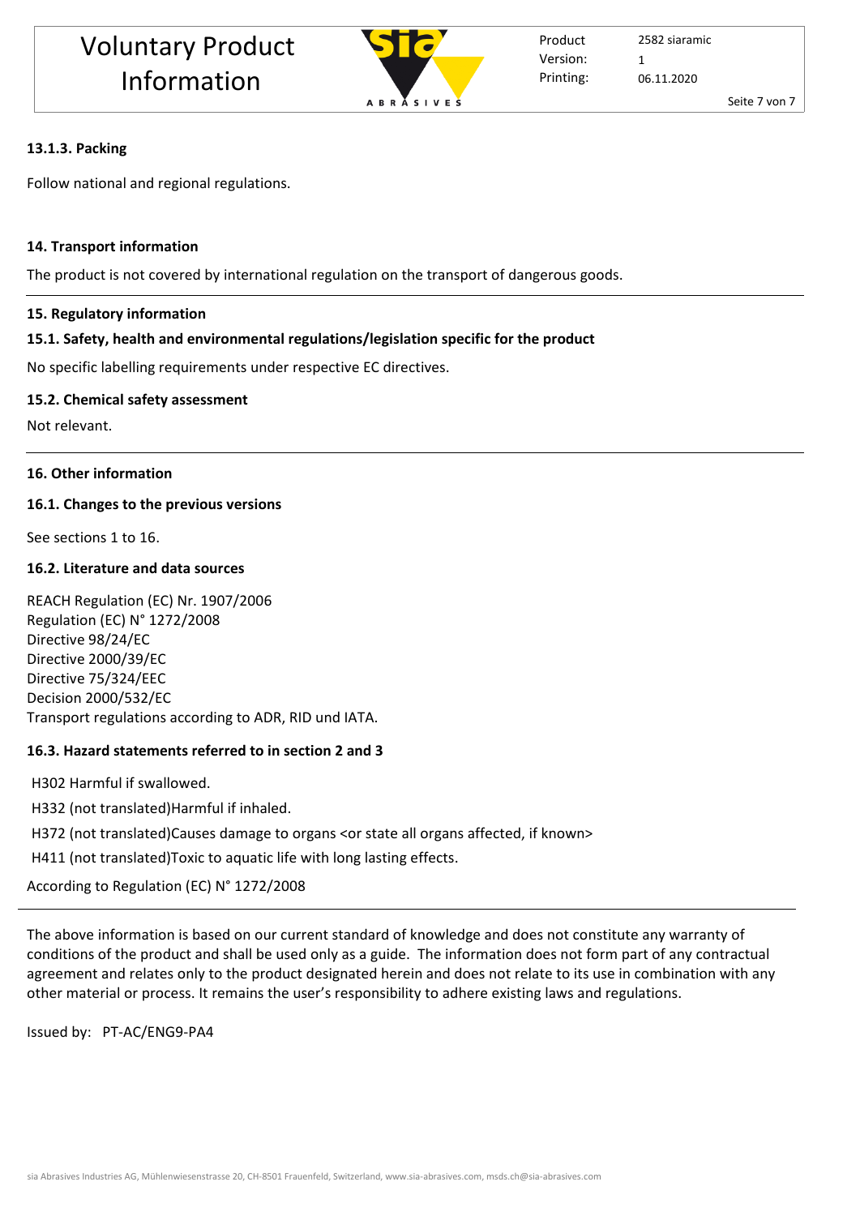### 13.1.3. Packing

Follow national and regional regulations.

## 14. Transport information

The product is not covered by international regulation on the transport of dangerous goods.

## 15. Regulatory information

### 15.1. Safety, health and environmental regulations/legislation specific for the product

No specific labelling requirements under respective EC directives.

### 15.2. Chemical safety assessment

Not relevant.

## 16. Other information

### 16.1. Changes to the previous versions

See sections 1 to 16.

### 16.2. Literature and data sources

REACH Regulation (EC) Nr. 1907/2006
Regulation (EC) N° 1272/2008
Directive 98/24/EC
Directive 2000/39/EC
Directive 75/324/EEC
Decision 2000/532/EC
Transport regulations according to ADR, RID und IATA.

### 16.3. Hazard statements referred to in section 2 and 3

H302 Harmful if swallowed.

H332 (not translated)Harmful if inhaled.

H372 (not translated)Causes damage to organs <or state all organs affected, if known>

H411 (not translated)Toxic to aquatic life with long lasting effects.

According to Regulation (EC) N° 1272/2008

---

The above information is based on our current standard of knowledge and does not constitute any warranty of conditions of the product and shall be used only as a guide. The information does not form part of any contractual agreement and relates only to the product designated herein and does not relate to its use in combination with any other material or process. It remains the user's responsibility to adhere existing laws and regulations.

Issued by: PT-AC/ENG9-PA4